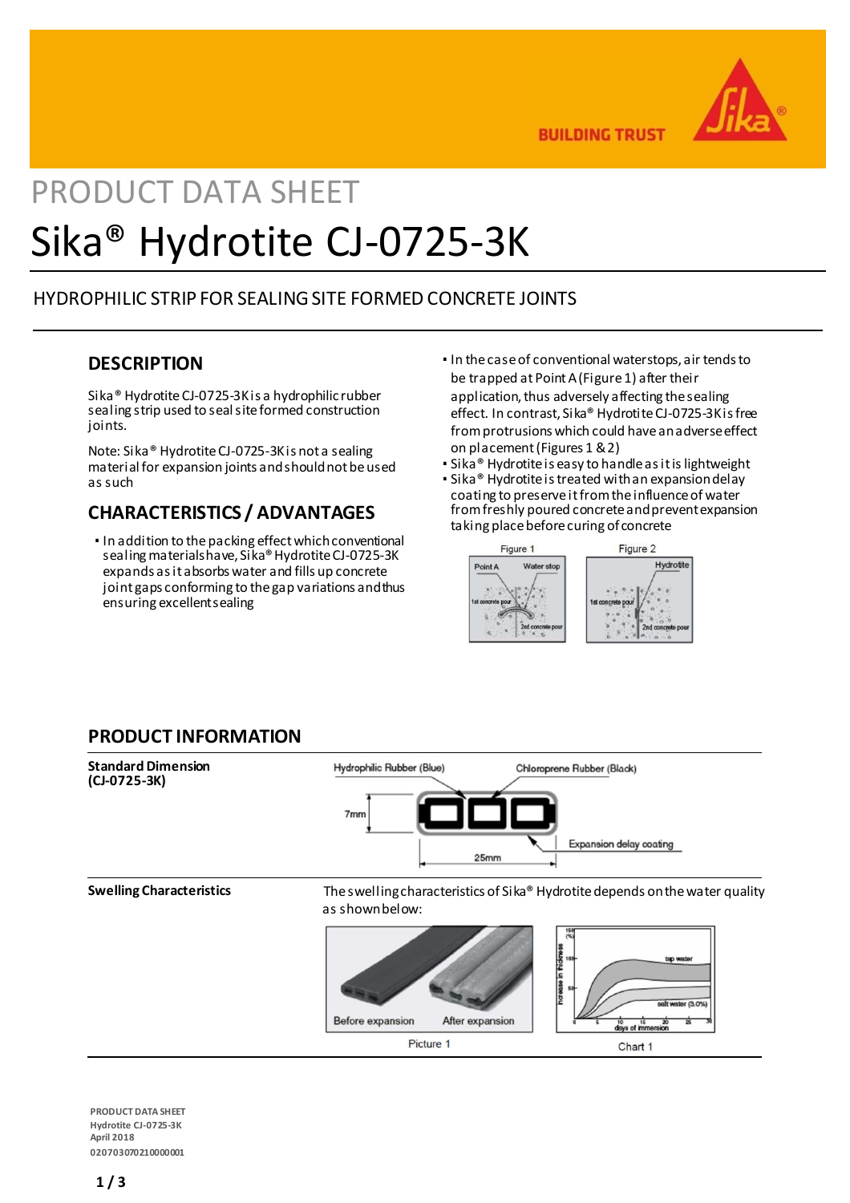PRODUCT DATA SHEET

# Sika® Hydrotite CJ-0725-3K

HYDROPHILIC STRIP FOR SEALING SITE FORMED CONCRETE JOINTS

## DESCRIPTION

Sika® Hydrotite CJ-0725-3K is a hydrophilic rubber sealing strip used to seal site formed construction joints.

Note: Sika® Hydrotite CJ-0725-3K is not a sealing material for expansion joints and should not be used as such

## CHARACTERISTICS / ADVANTAGES

- In addition to the packing effect which conventional sealing materials have, Sika® Hydrotite CJ-0725-3K expands as it absorbs water and fills up concrete joint gaps conforming to the gap variations and thus ensuring excellent sealing
- In the case of conventional waterstops, air tends to be trapped at Point A (Figure 1) after their application, thus adversely affecting the sealing effect. In contrast, Sika® Hydrotite CJ-0725-3K is free from protrusions which could have an adverse effect on placement (Figures 1 & 2)
- Sika® Hydrotite is easy to handle as it is lightweight
- Sika® Hydrotite is treated with an expansion delay coating to preserve it from the influence of water from freshly poured concrete and prevent expansion taking place before curing of concrete

Figure 1 — Point A, Water stop, 1st concrete pour, 2nd concrete pour

Figure 2 — Hydrotite, 1st concrete pour, 2nd concrete pour

## PRODUCT INFORMATION

| | |
|---|---|
| **Standard Dimension (CJ-0725-3K)** | Hydrophilic Rubber (Blue); Chloroprene Rubber (Black); Expansion delay coating; 7mm; 25mm |
| **Swelling Characteristics** | The swelling characteristics of Sika® Hydrotite depends on the water quality as shown below: |

Before expansion — After expansion

Picture 1

Chart 1 — Increase in thickness (%) vs days of immersion: tap water, salt water (3.0%)

PRODUCT DATA SHEET
Hydrotite CJ-0725-3K
April 2018
020703070210000001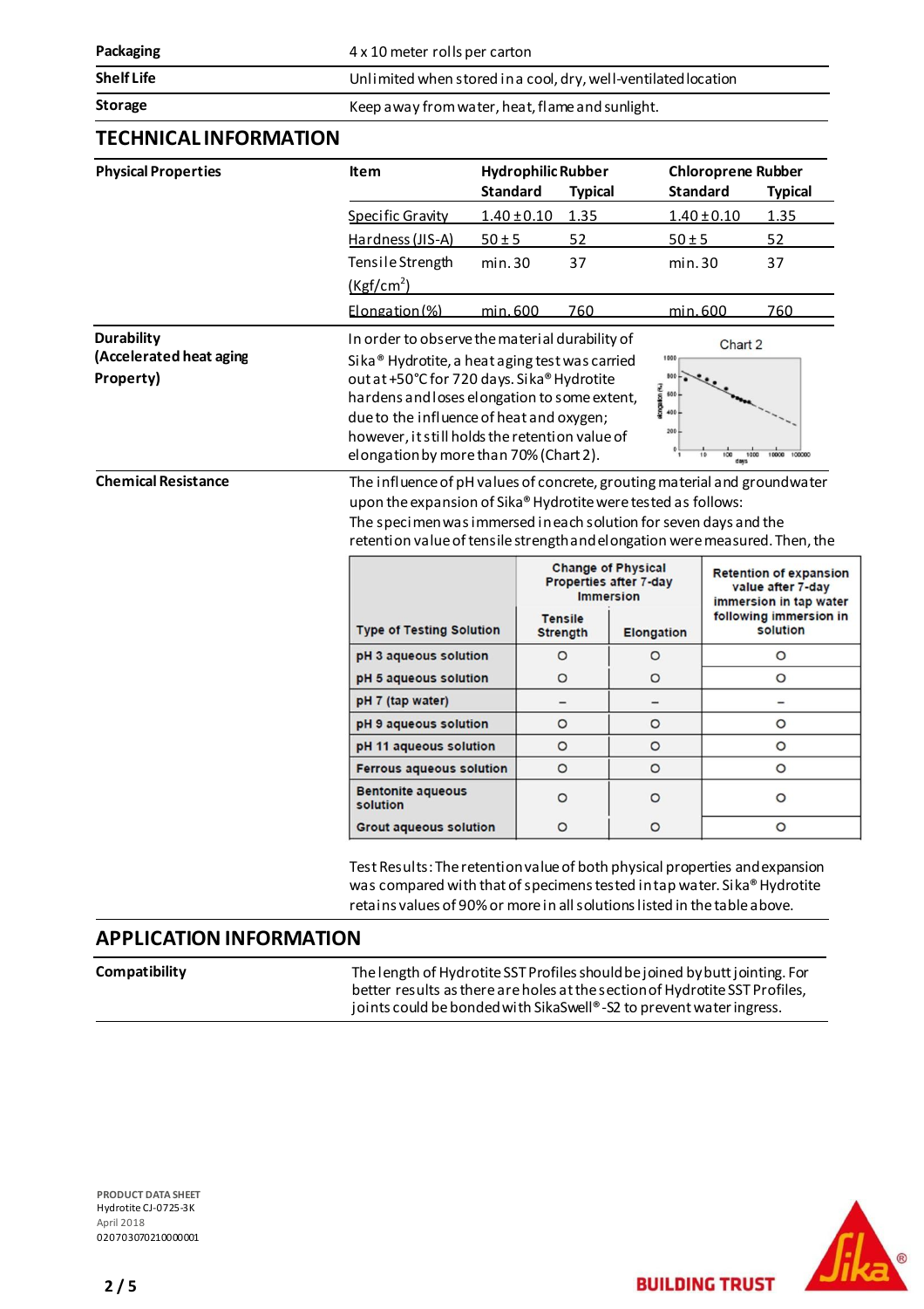| | |
|---|---|
| **Packaging** | 4 x 10 meter rolls per carton |
| **Shelf Life** | Unlimited when stored in a cool, dry, well-ventilated location |
| **Storage** | Keep away from water, heat, flame and sunlight. |

## TECHNICAL INFORMATION

**Physical Properties**

| Item | Hydrophilic Rubber | | Chloroprene Rubber | |
|---|---|---|---|---|
| | Standard | Typical | Standard | Typical |
| Specific Gravity | 1.40 ± 0.10 | 1.35 | 1.40 ± 0.10 | 1.35 |
| Hardness (JIS-A) | 50 ± 5 | 52 | 50 ± 5 | 52 |
| Tensile Strength (Kgf/cm$^2$) | min. 30 | 37 | min. 30 | 37 |
| Elongation (%) | min. 600 | 760 | min. 600 | 760 |

**Durability (Accelerated heat aging Property)**

In order to observe the material durability of Sika® Hydrotite, a heat aging test was carried out at +50°C for 720 days. Sika® Hydrotite hardens and loses elongation to some extent, due to the influence of heat and oxygen; however, it still holds the retention value of elongation by more than 70% (Chart 2).

Chart 2

**Chemical Resistance**

The influence of pH values of concrete, grouting material and groundwater upon the expansion of Sika® Hydrotite were tested as follows:
The specimen was immersed in each solution for seven days and the retention value of tensile strength and elongation were measured. Then, the

| Type of Testing Solution | Change of Physical Properties after 7-day Immersion | | Retention of expansion value after 7-day immersion in tap water following immersion in solution |
|---|---|---|---|
| | Tensile Strength | Elongation | |
| pH 3 aqueous solution | ○ | ○ | ○ |
| pH 5 aqueous solution | ○ | ○ | ○ |
| pH 7 (tap water) | – | – | – |
| pH 9 aqueous solution | ○ | ○ | ○ |
| pH 11 aqueous solution | ○ | ○ | ○ |
| Ferrous aqueous solution | ○ | ○ | ○ |
| Bentonite aqueous solution | ○ | ○ | ○ |
| Grout aqueous solution | ○ | ○ | ○ |

Test Results: The retention value of both physical properties and expansion was compared with that of specimens tested in tap water. Sika® Hydrotite retains values of 90% or more in all solutions listed in the table above.

## APPLICATION INFORMATION

**Compatibility**

The length of Hydrotite SST Profiles should be joined by butt jointing. For better results as there are holes at the section of Hydrotite SST Profiles, joints could be bonded with SikaSwell® -S2 to prevent water ingress.

PRODUCT DATA SHEET
Hydrotite CJ-0725-3K
April 2018
020703070210000001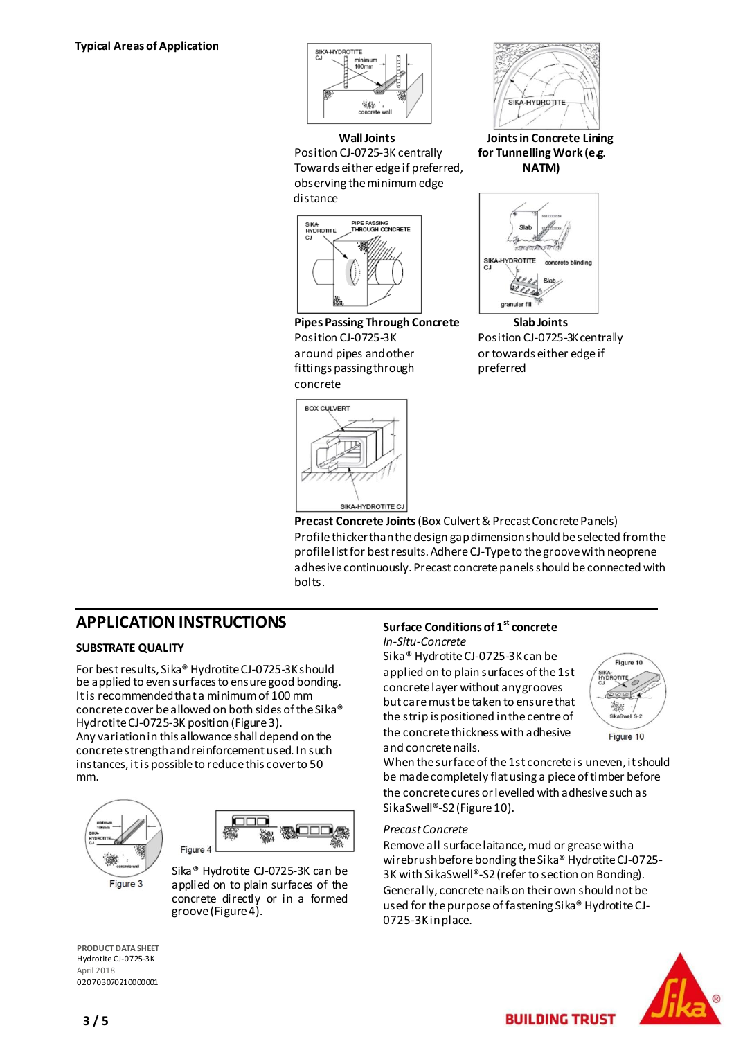## Typical Areas of Application

**Wall Joints**
Position CJ-0725-3K centrally Towards either edge if preferred, observing the minimum edge distance

**Joints in Concrete Lining for Tunnelling Work (e.g. NATM)**

**Pipes Passing Through Concrete**
Position CJ-0725-3K around pipes and other fittings passing through concrete

**Slab Joints**
Position CJ-0725-3K centrally or towards either edge if preferred

**Precast Concrete Joints** (Box Culvert & Precast Concrete Panels)
Profile thicker than the design gap dimension should be selected from the profile list for best results. Adhere CJ-Type to the groove with neoprene adhesive continuously. Precast concrete panels should be connected with bolts.

## APPLICATION INSTRUCTIONS

### SUBSTRATE QUALITY

For best results, Sika® Hydrotite CJ-0725-3K should be applied to even surfaces to ensure good bonding. It is recommended that a minimum of 100 mm concrete cover be allowed on both sides of the Sika® Hydrotite CJ-0725-3K position (Figure 3).
Any variation in this allowance shall depend on the concrete strength and reinforcement used. In such instances, it is possible to reduce this cover to 50 mm.

Figure 3

Figure 4

Sika® Hydrotite CJ-0725-3K can be applied on to plain surfaces of the concrete directly or in a formed groove (Figure 4).

### Surface Conditions of 1st concrete

*In-Situ-Concrete*

Sika® Hydrotite CJ-0725-3K can be applied on to plain surfaces of the 1st concrete layer without any grooves but care must be taken to ensure that the strip is positioned in the centre of the concrete thickness with adhesive and concrete nails.

Figure 10

When the surface of the 1st concrete is uneven, it should be made completely flat using a piece of timber before the concrete cures or levelled with adhesive such as SikaSwell®-S2 (Figure 10).

*Precast Concrete*

Remove all surface laitance, mud or grease with a wirebrush before bonding the Sika® Hydrotite CJ-0725-3K with SikaSwell®-S2 (refer to section on Bonding).
Generally, concrete nails on their own should not be used for the purpose of fastening Sika® Hydrotite CJ-0725-3K in place.

**PRODUCT DATA SHEET**
Hydrotite CJ-0725-3K
April 2018
020703070210000001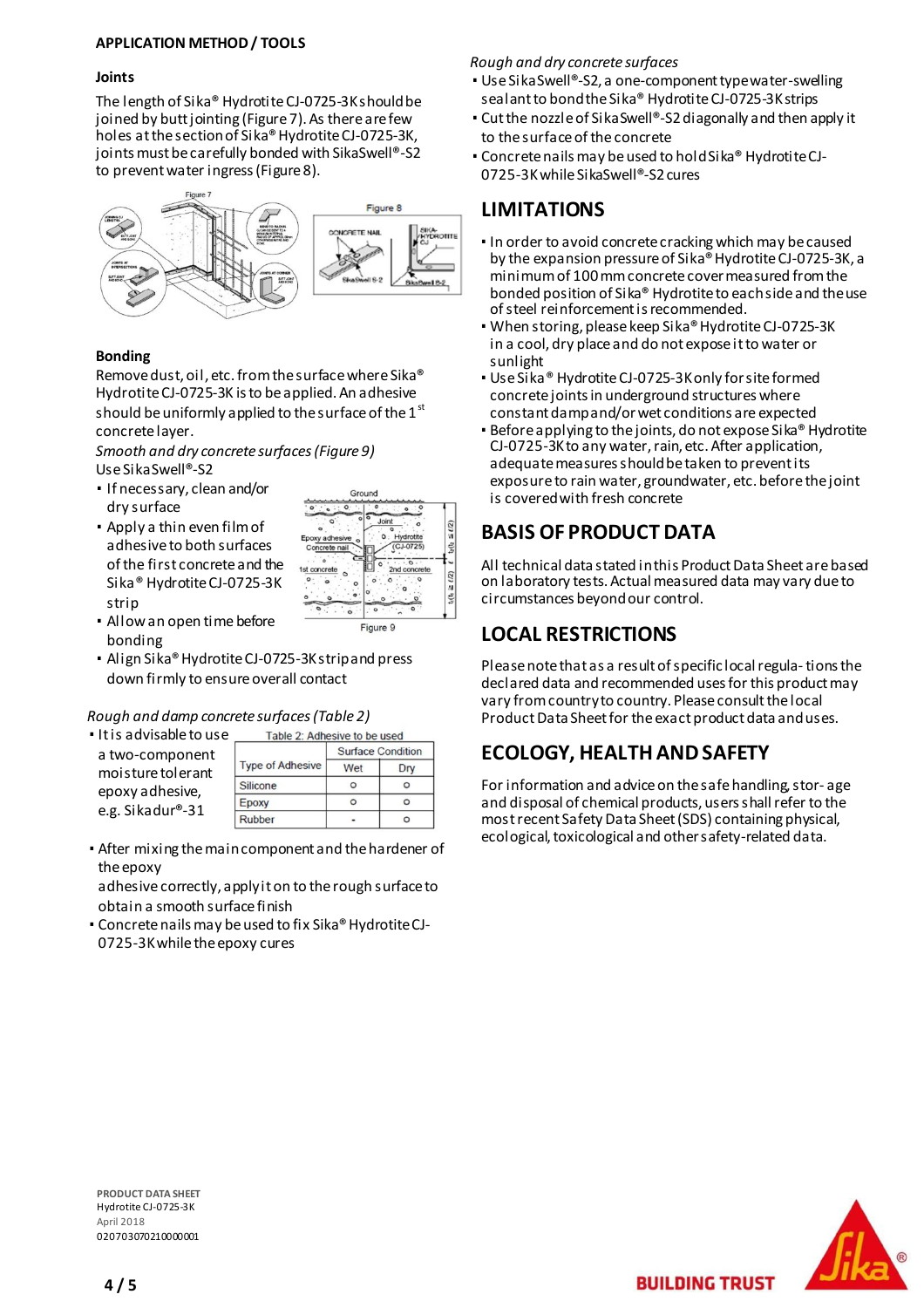## APPLICATION METHOD / TOOLS

### Joints

The length of Sika® Hydrotite CJ-0725-3K should be joined by butt jointing (Figure 7). As there are few holes at the section of Sika® Hydrotite CJ-0725-3K, joints must be carefully bonded with SikaSwell®-S2 to prevent water ingress (Figure 8).

### Bonding

Remove dust, oil, etc. from the surface where Sika® Hydrotite CJ-0725-3K is to be applied. An adhesive should be uniformly applied to the surface of the 1st concrete layer.

*Smooth and dry concrete surfaces (Figure 9)*

Use SikaSwell®-S2

- If necessary, clean and/or dry surface
- Apply a thin even film of adhesive to both surfaces of the first concrete and the Sika® Hydrotite CJ-0725-3K strip
- Allow an open time before bonding
- Align Sika® Hydrotite CJ-0725-3K strip and press down firmly to ensure overall contact

Figure 9

*Rough and damp concrete surfaces (Table 2)*

- It is advisable to use a two-component moisture tolerant epoxy adhesive, e.g. Sikadur®-31

Table 2: Adhesive to be used

| Type of Adhesive | Surface Condition | |
|---|---|---|
| | Wet | Dry |
| Silicone | o | o |
| Epoxy | o | o |
| Rubber | - | o |

- After mixing the main component and the hardener of the epoxy adhesive correctly, apply it on to the rough surface to obtain a smooth surface finish
- Concrete nails may be used to fix Sika® Hydrotite CJ-0725-3K while the epoxy cures

*Rough and dry concrete surfaces*

- Use SikaSwell®-S2, a one-component type water-swelling sealant to bond the Sika® Hydrotite CJ-0725-3K strips
- Cut the nozzle of SikaSwell®-S2 diagonally and then apply it to the surface of the concrete
- Concrete nails may be used to hold Sika® Hydrotite CJ-0725-3K while SikaSwell®-S2 cures

## LIMITATIONS

- In order to avoid concrete cracking which may be caused by the expansion pressure of Sika® Hydrotite CJ-0725-3K, a minimum of 100 mm concrete cover measured from the bonded position of Sika® Hydrotite to each side and the use of steel reinforcement is recommended.
- When storing, please keep Sika® Hydrotite CJ-0725-3K in a cool, dry place and do not expose it to water or sunlight
- Use Sika® Hydrotite CJ-0725-3K only for site formed concrete joints in underground structures where constant damp and/or wet conditions are expected
- Before applying to the joints, do not expose Sika® Hydrotite CJ-0725-3K to any water, rain, etc. After application, adequate measures should be taken to prevent its exposure to rain water, groundwater, etc. before the joint is covered with fresh concrete

## BASIS OF PRODUCT DATA

All technical data stated in this Product Data Sheet are based on laboratory tests. Actual measured data may vary due to circumstances beyond our control.

## LOCAL RESTRICTIONS

Please note that as a result of specific local regula- tions the declared data and recommended uses for this product may vary from country to country. Please consult the local Product Data Sheet for the exact product data and uses.

## ECOLOGY, HEALTH AND SAFETY

For information and advice on the safe handling, stor- age and disposal of chemical products, users shall refer to the most recent Safety Data Sheet (SDS) containing physical, ecological, toxicological and other safety-related data.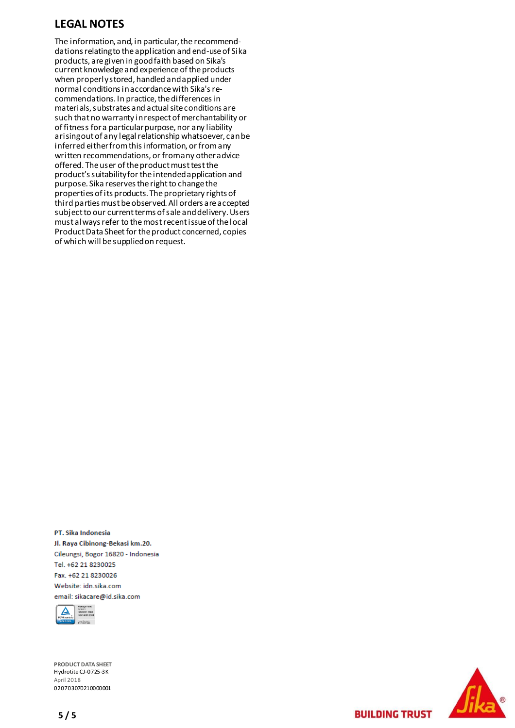## LEGAL NOTES

The information, and, in particular, the recommendations relating to the application and end-use of Sika products, are given in good faith based on Sika's current knowledge and experience of the products when properly stored, handled and applied under normal conditions in accordance with Sika's recommendations. In practice, the differences in materials, substrates and actual site conditions are such that no warranty in respect of merchantability or of fitness for a particular purpose, nor any liability arising out of any legal relationship whatsoever, can be inferred either from this information, or from any written recommendations, or from any other advice offered. The user of the product must test the product's suitability for the intended application and purpose. Sika reserves the right to change the properties of its products. The proprietary rights of third parties must be observed. All orders are accepted subject to our current terms of sale and delivery. Users must always refer to the most recent issue of the local Product Data Sheet for the product concerned, copies of which will be supplied on request.

**PT. Sika Indonesia**
**Jl. Raya Cibinong-Bekasi km.20.**
Cileungsi, Bogor 16820 - Indonesia
Tel. +62 21 8230025
Fax. +62 21 8230026
Website: idn.sika.com
email: sikacare@id.sika.com

**PRODUCT DATA SHEET**
Hydrotite CJ-0725-3K
April 2018
020703070210000001

**BUILDING TRUST**